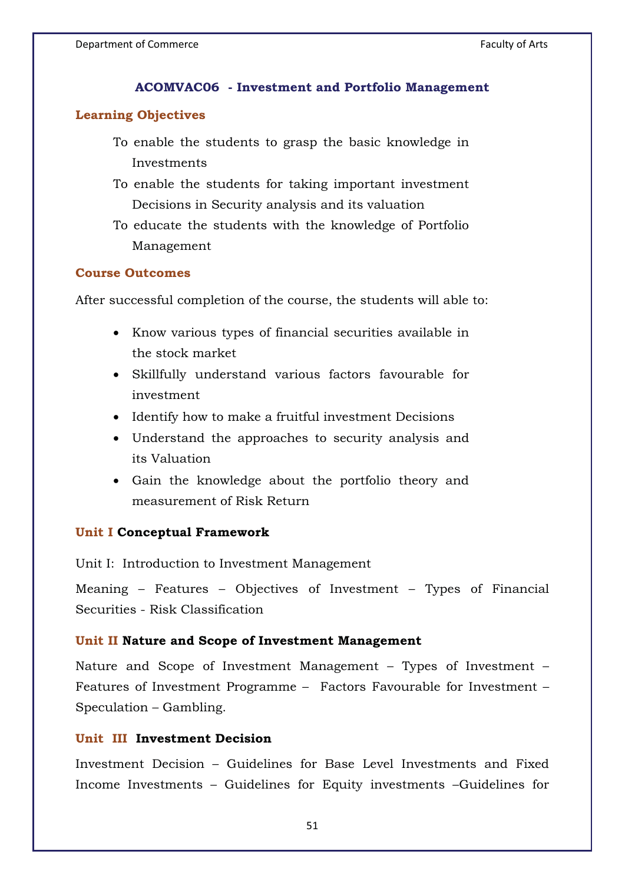## ACOMVAC06 - Investment and Portfolio Management

### Learning Objectives

To enable the students to grasp the basic knowledge in Investments

To enable the students for taking important investment Decisions in Security analysis and its valuation

To educate the students with the knowledge of Portfolio Management

### Course Outcomes

After successful completion of the course, the students will able to:

- Know various types of financial securities available in the stock market
- Skillfully understand various factors favourable for investment
- Identify how to make a fruitful investment Decisions
- Understand the approaches to security analysis and its Valuation
- Gain the knowledge about the portfolio theory and measurement of Risk Return

### Unit I **Conceptual Framework**

Unit I: Introduction to Investment Management

Meaning – Features – Objectives of Investment – Types of Financial Securities - Risk Classification

### Unit II **Nature and Scope of Investment Management**

Nature and Scope of Investment Management – Types of Investment – Features of Investment Programme – Factors Favourable for Investment – Speculation – Gambling.

### Unit III **Investment Decision**

Investment Decision – Guidelines for Base Level Investments and Fixed Income Investments – Guidelines for Equity investments –Guidelines for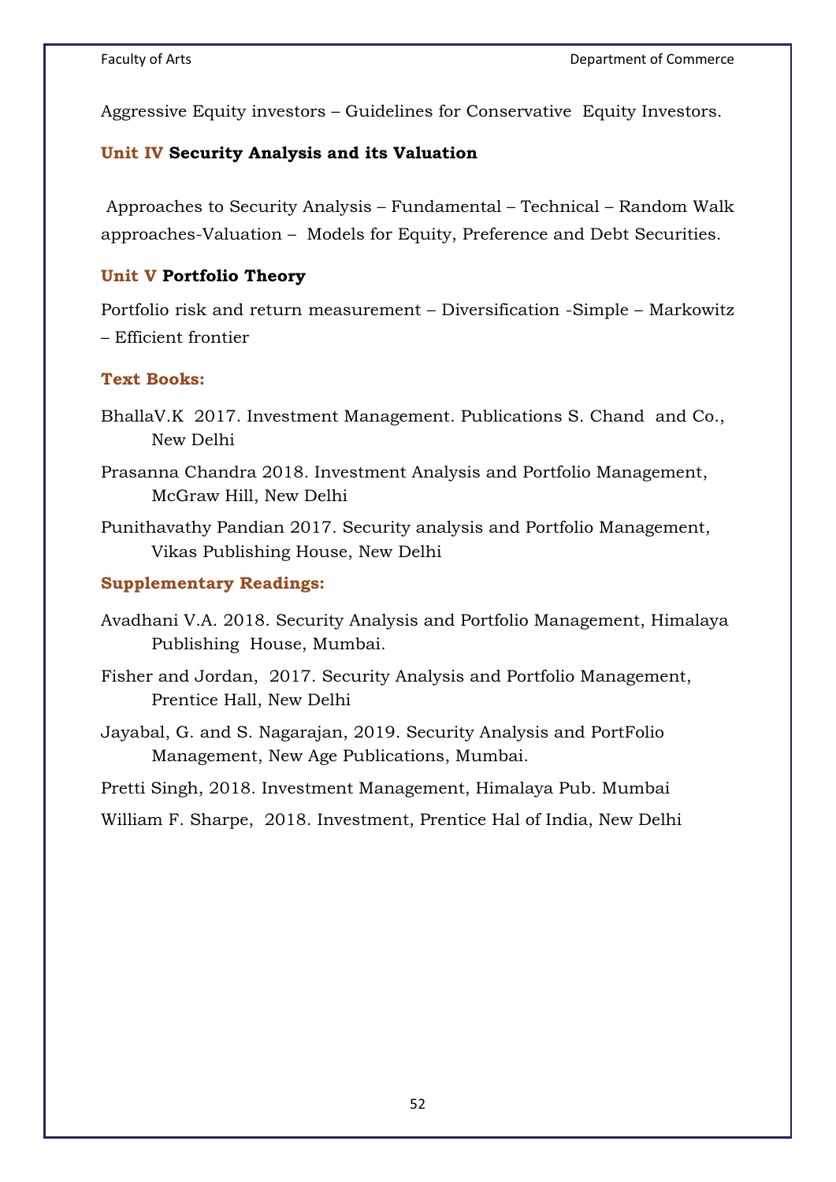Aggressive Equity investors – Guidelines for Conservative Equity Investors.

### Unit IV Security Analysis and its Valuation

Approaches to Security Analysis – Fundamental – Technical – Random Walk approaches-Valuation – Models for Equity, Preference and Debt Securities.

### Unit V Portfolio Theory

Portfolio risk and return measurement – Diversification -Simple – Markowitz – Efficient frontier

### Text Books:

BhallaV.K 2017. Investment Management. Publications S. Chand and Co., New Delhi

Prasanna Chandra 2018. Investment Analysis and Portfolio Management, McGraw Hill, New Delhi

Punithavathy Pandian 2017. Security analysis and Portfolio Management, Vikas Publishing House, New Delhi

### Supplementary Readings:

Avadhani V.A. 2018. Security Analysis and Portfolio Management, Himalaya Publishing House, Mumbai.

Fisher and Jordan, 2017. Security Analysis and Portfolio Management, Prentice Hall, New Delhi

Jayabal, G. and S. Nagarajan, 2019. Security Analysis and PortFolio Management, New Age Publications, Mumbai.

Pretti Singh, 2018. Investment Management, Himalaya Pub. Mumbai

William F. Sharpe, 2018. Investment, Prentice Hal of India, New Delhi